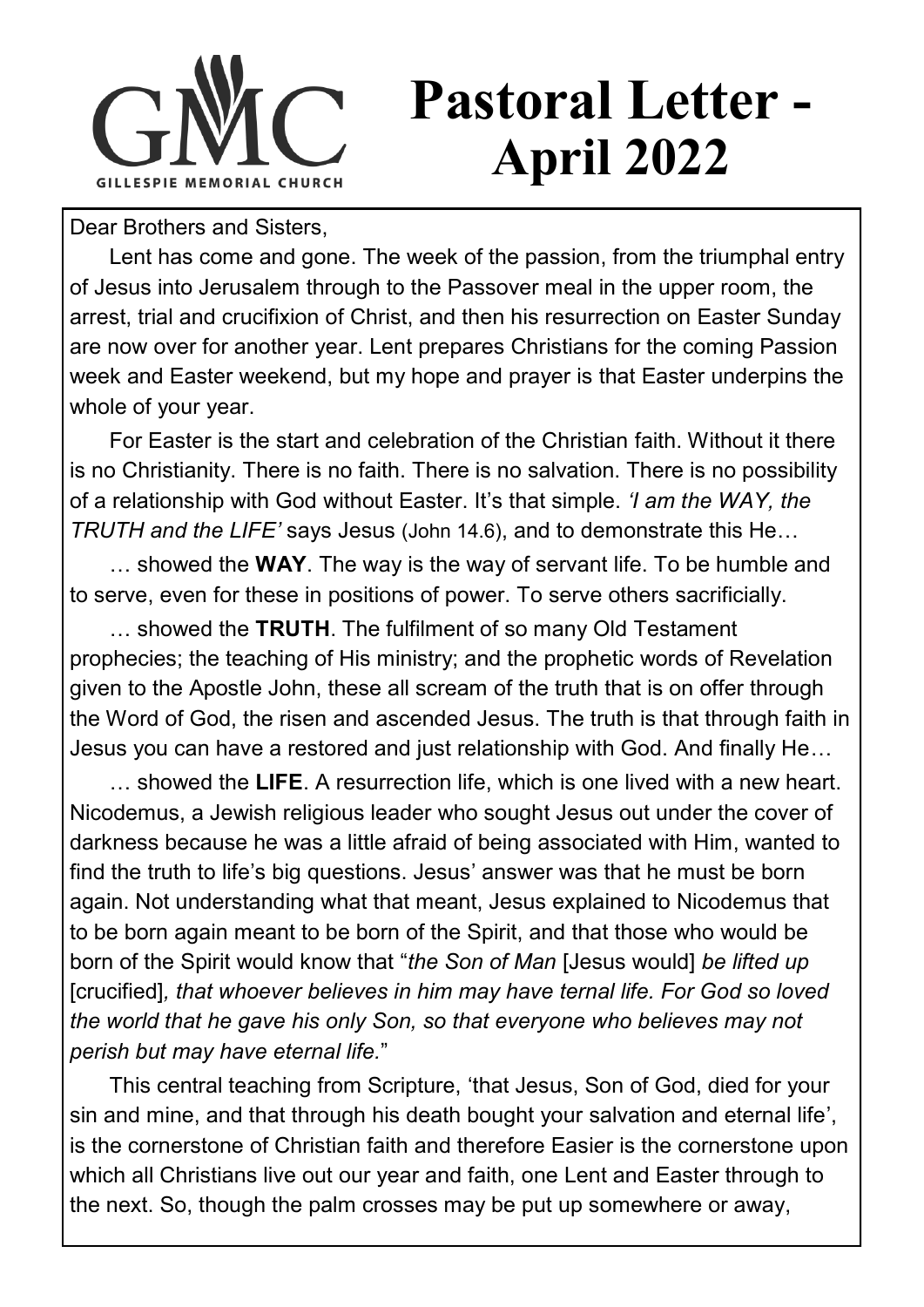GMC GILLESPIE MEMORIAL CHURCH

# Pastoral Letter - April 2022

Dear Brothers and Sisters,

Lent has come and gone. The week of the passion, from the triumphal entry of Jesus into Jerusalem through to the Passover meal in the upper room, the arrest, trial and crucifixion of Christ, and then his resurrection on Easter Sunday are now over for another year. Lent prepares Christians for the coming Passion week and Easter weekend, but my hope and prayer is that Easter underpins the whole of your year.

For Easter is the start and celebration of the Christian faith. Without it there is no Christianity. There is no faith. There is no salvation. There is no possibility of a relationship with God without Easter. It's that simple. *'I am the WAY, the TRUTH and the LIFE'* says Jesus (John 14.6), and to demonstrate this He…

… showed the **WAY**. The way is the way of servant life. To be humble and to serve, even for these in positions of power. To serve others sacrificially.

… showed the **TRUTH**. The fulfilment of so many Old Testament prophecies; the teaching of His ministry; and the prophetic words of Revelation given to the Apostle John, these all scream of the truth that is on offer through the Word of God, the risen and ascended Jesus. The truth is that through faith in Jesus you can have a restored and just relationship with God. And finally He…

… showed the **LIFE**. A resurrection life, which is one lived with a new heart. Nicodemus, a Jewish religious leader who sought Jesus out under the cover of darkness because he was a little afraid of being associated with Him, wanted to find the truth to life's big questions. Jesus' answer was that he must be born again. Not understanding what that meant, Jesus explained to Nicodemus that to be born again meant to be born of the Spirit, and that those who would be born of the Spirit would know that "*the Son of Man* [Jesus would] *be lifted up* [crucified]*, that whoever believes in him may have ternal life. For God so loved the world that he gave his only Son, so that everyone who believes may not perish but may have eternal life.*"

This central teaching from Scripture, 'that Jesus, Son of God, died for your sin and mine, and that through his death bought your salvation and eternal life', is the cornerstone of Christian faith and therefore Easier is the cornerstone upon which all Christians live out our year and faith, one Lent and Easter through to the next. So, though the palm crosses may be put up somewhere or away,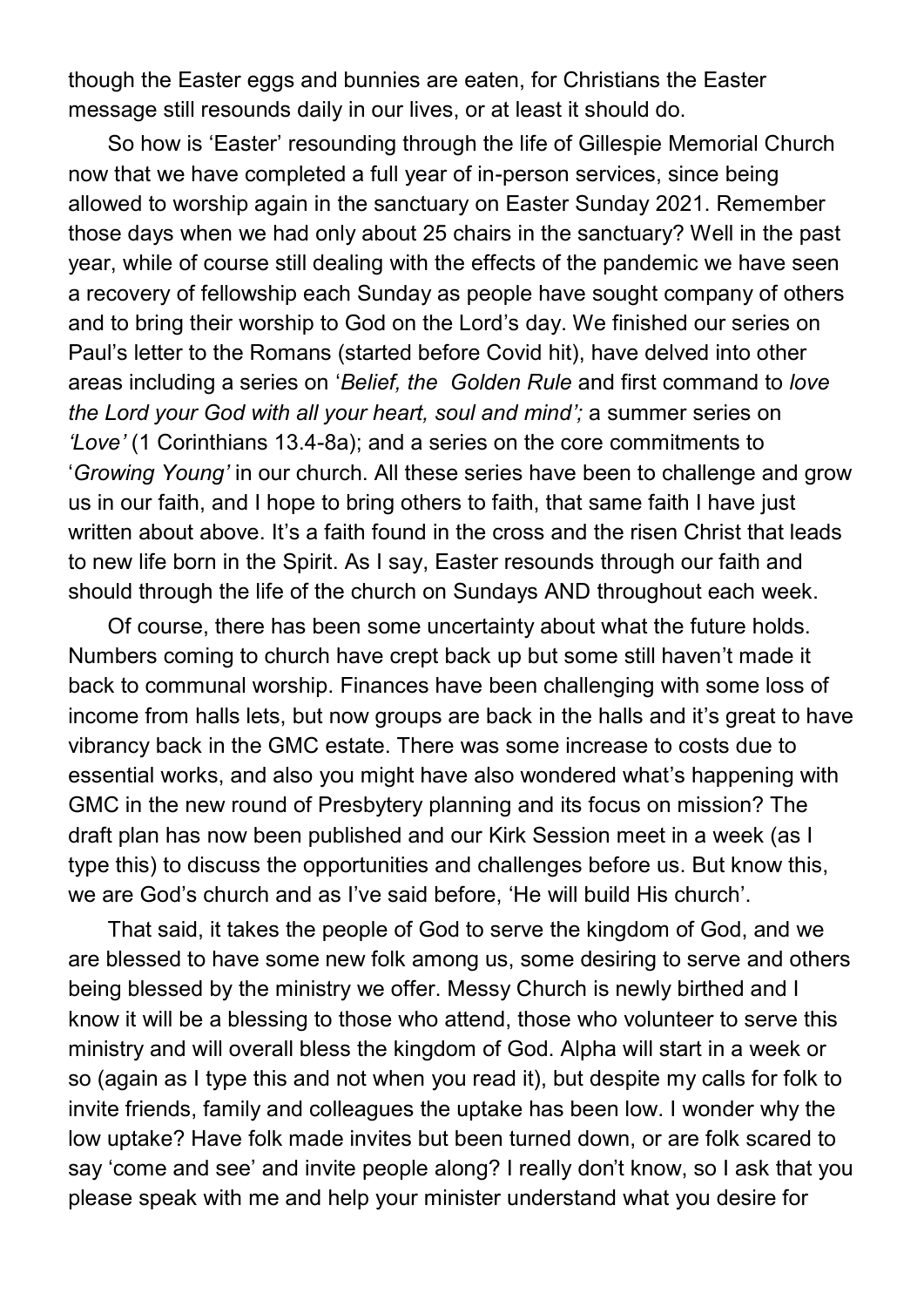though the Easter eggs and bunnies are eaten, for Christians the Easter message still resounds daily in our lives, or at least it should do.

So how is 'Easter' resounding through the life of Gillespie Memorial Church now that we have completed a full year of in-person services, since being allowed to worship again in the sanctuary on Easter Sunday 2021. Remember those days when we had only about 25 chairs in the sanctuary? Well in the past year, while of course still dealing with the effects of the pandemic we have seen a recovery of fellowship each Sunday as people have sought company of others and to bring their worship to God on the Lord's day. We finished our series on Paul's letter to the Romans (started before Covid hit), have delved into other areas including a series on '*Belief, the Golden Rule* and first command to *love the Lord your God with all your heart, soul and mind';* a summer series on *'Love'* (1 Corinthians 13.4-8a); and a series on the core commitments to '*Growing Young'* in our church. All these series have been to challenge and grow us in our faith, and I hope to bring others to faith, that same faith I have just written about above. It's a faith found in the cross and the risen Christ that leads to new life born in the Spirit. As I say, Easter resounds through our faith and should through the life of the church on Sundays AND throughout each week.

Of course, there has been some uncertainty about what the future holds. Numbers coming to church have crept back up but some still haven't made it back to communal worship. Finances have been challenging with some loss of income from halls lets, but now groups are back in the halls and it's great to have vibrancy back in the GMC estate. There was some increase to costs due to essential works, and also you might have also wondered what's happening with GMC in the new round of Presbytery planning and its focus on mission? The draft plan has now been published and our Kirk Session meet in a week (as I type this) to discuss the opportunities and challenges before us. But know this, we are God's church and as I've said before, 'He will build His church'.

That said, it takes the people of God to serve the kingdom of God, and we are blessed to have some new folk among us, some desiring to serve and others being blessed by the ministry we offer. Messy Church is newly birthed and I know it will be a blessing to those who attend, those who volunteer to serve this ministry and will overall bless the kingdom of God. Alpha will start in a week or so (again as I type this and not when you read it), but despite my calls for folk to invite friends, family and colleagues the uptake has been low. I wonder why the low uptake? Have folk made invites but been turned down, or are folk scared to say 'come and see' and invite people along? I really don't know, so I ask that you please speak with me and help your minister understand what you desire for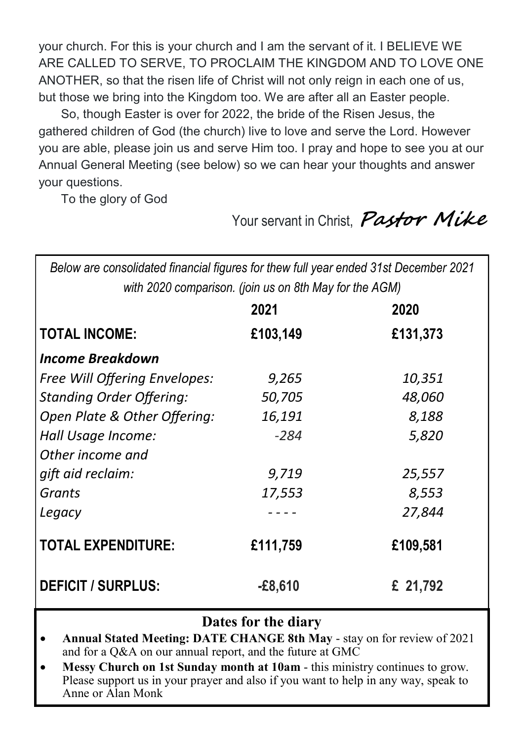your church. For this is your church and I am the servant of it. I BELIEVE WE ARE CALLED TO SERVE, TO PROCLAIM THE KINGDOM AND TO LOVE ONE ANOTHER, so that the risen life of Christ will not only reign in each one of us, but those we bring into the Kingdom too. We are after all an Easter people.

So, though Easter is over for 2022, the bride of the Risen Jesus, the gathered children of God (the church) live to love and serve the Lord. However you are able, please join us and serve Him too. I pray and hope to see you at our Annual General Meeting (see below) so we can hear your thoughts and answer your questions.

To the glory of God

Your servant in Christ, *Pastor Mike*

*Below are consolidated financial figures for thew full year ended 31st December 2021 with 2020 comparison. (join us on 8th May for the AGM)*

| | 2021 | 2020 |
|---|---|---|
| **TOTAL INCOME:** | **£103,149** | **£131,373** |
| ***Income Breakdown*** | | |
| *Free Will Offering Envelopes:* | *9,265* | *10,351* |
| *Standing Order Offering:* | *50,705* | *48,060* |
| *Open Plate & Other Offering:* | *16,191* | *8,188* |
| *Hall Usage Income:* | *-284* | *5,820* |
| *Other income and gift aid reclaim:* | *9,719* | *25,557* |
| *Grants* | *17,553* | *8,553* |
| *Legacy* | *- - - -* | *27,844* |
| **TOTAL EXPENDITURE:** | **£111,759** | **£109,581** |
| **DEFICIT / SURPLUS:** | **-£8,610** | **£ 21,792** |

## Dates for the diary

- **Annual Stated Meeting: DATE CHANGE 8th May** - stay on for review of 2021 and for a Q&A on our annual report, and the future at GMC
- **Messy Church on 1st Sunday month at 10am** - this ministry continues to grow. Please support us in your prayer and also if you want to help in any way, speak to Anne or Alan Monk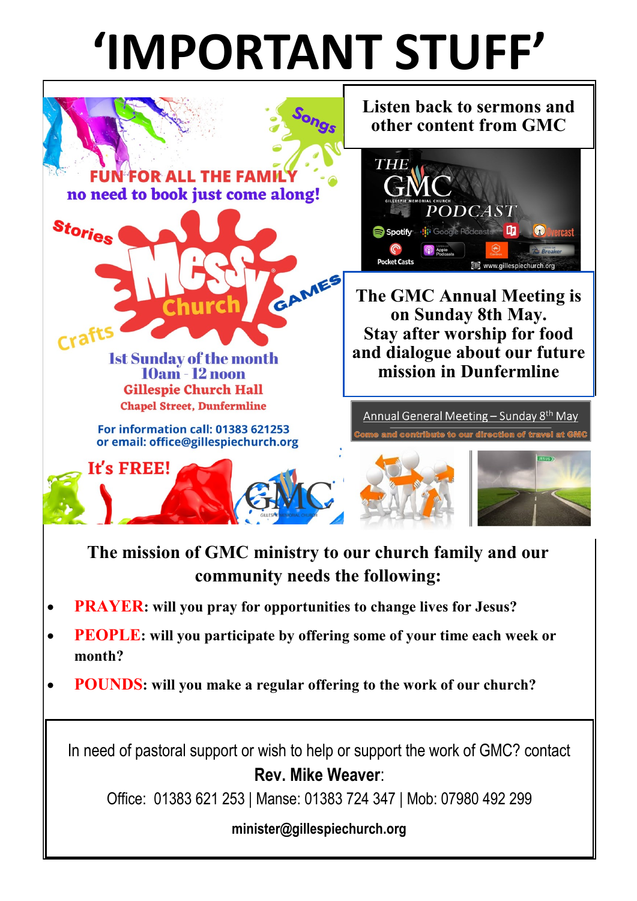# 'IMPORTANT STUFF'

Songs

FUN FOR ALL THE FAMILY
no need to book just come along!

Stories

Messy Church

GAMES

Crafts

1st Sunday of the month
10am - 12 noon
Gillespie Church Hall
Chapel Street, Dunfermline

For information call: 01383 621253
or email: office@gillespiechurch.org

It's FREE!

**Listen back to sermons and other content from GMC**

THE GMC PODCAST

Spotify | Google Podcasts | Overcast | Pocket Casts | Apple Podcasts | Castbox | Breaker

www.gillespiechurch.org

**The GMC Annual Meeting is on Sunday 8th May.**
**Stay after worship for food and dialogue about our future mission in Dunfermline**

Annual General Meeting – Sunday 8th May

Come and contribute to our direction of travel at GMC

**The mission of GMC ministry to our church family and our community needs the following:**

- **PRAYER: will you pray for opportunities to change lives for Jesus?**
- **PEOPLE: will you participate by offering some of your time each week or month?**
- **POUNDS: will you make a regular offering to the work of our church?**

In need of pastoral support or wish to help or support the work of GMC? contact **Rev. Mike Weaver**:

Office: 01383 621 253 | Manse: 01383 724 347 | Mob: 07980 492 299

**minister@gillespiechurch.org**